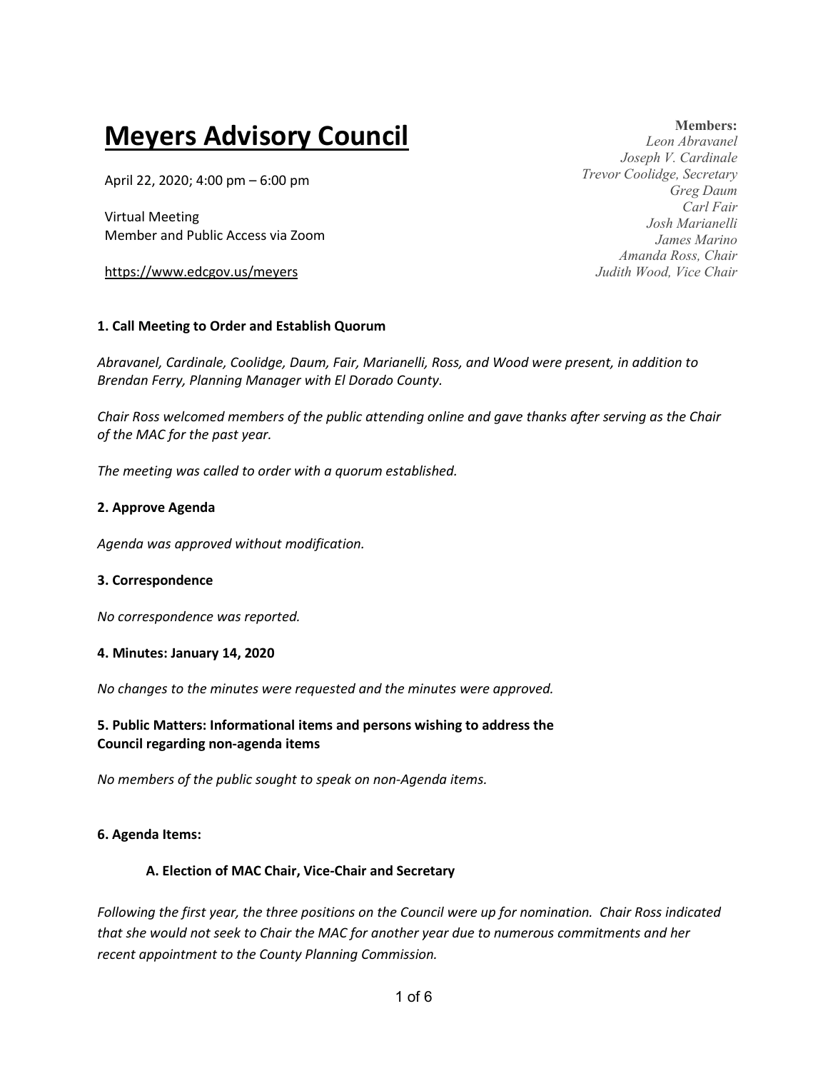# Meyers Advisory Council

April 22, 2020; 4:00 pm – 6:00 pm

Virtual Meeting
Member and Public Access via Zoom

https://www.edcgov.us/meyers

**Members:**
*Leon Abravanel*
*Joseph V. Cardinale*
*Trevor Coolidge, Secretary*
*Greg Daum*
*Carl Fair*
*Josh Marianelli*
*James Marino*
*Amanda Ross, Chair*
*Judith Wood, Vice Chair*

**1. Call Meeting to Order and Establish Quorum**

*Abravanel, Cardinale, Coolidge, Daum, Fair, Marianelli, Ross, and Wood were present, in addition to Brendan Ferry, Planning Manager with El Dorado County.*

*Chair Ross welcomed members of the public attending online and gave thanks after serving as the Chair of the MAC for the past year.*

*The meeting was called to order with a quorum established.*

**2. Approve Agenda**

*Agenda was approved without modification.*

**3. Correspondence**

*No correspondence was reported.*

**4. Minutes: January 14, 2020**

*No changes to the minutes were requested and the minutes were approved.*

**5. Public Matters: Informational items and persons wishing to address the Council regarding non-agenda items**

*No members of the public sought to speak on non-Agenda items.*

**6. Agenda Items:**

**A. Election of MAC Chair, Vice-Chair and Secretary**

*Following the first year, the three positions on the Council were up for nomination. Chair Ross indicated that she would not seek to Chair the MAC for another year due to numerous commitments and her recent appointment to the County Planning Commission.*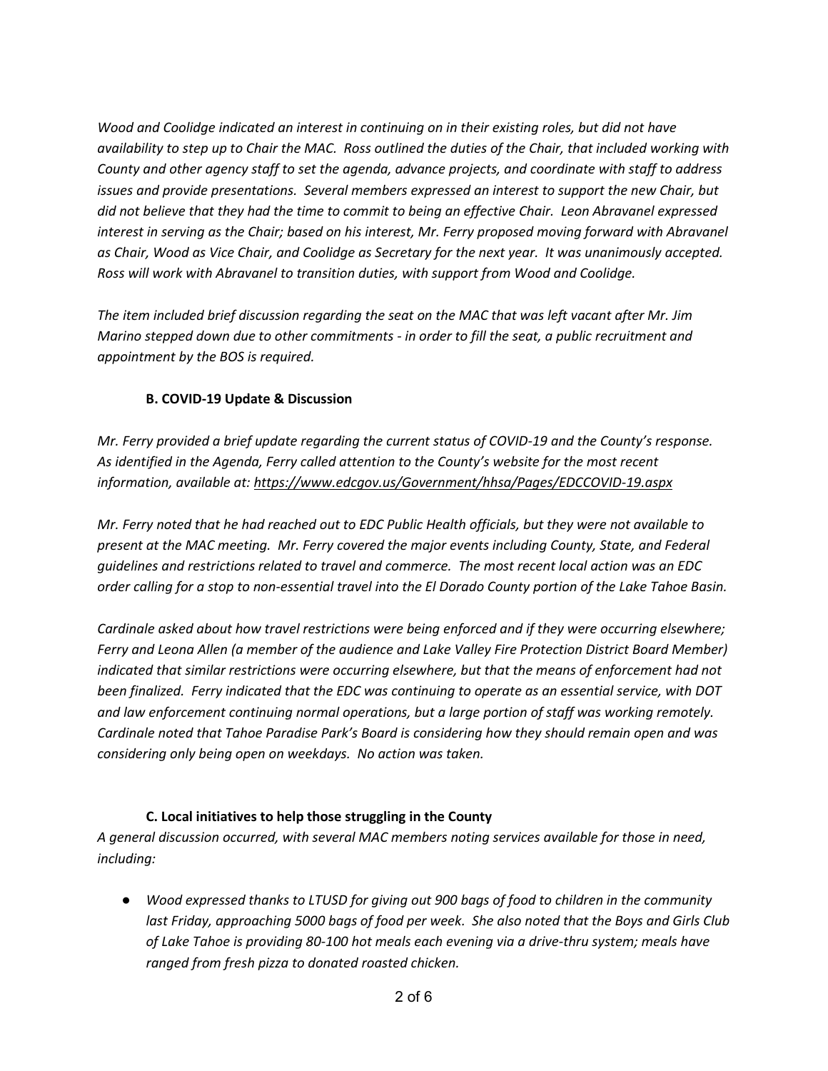*Wood and Coolidge indicated an interest in continuing on in their existing roles, but did not have availability to step up to Chair the MAC. Ross outlined the duties of the Chair, that included working with County and other agency staff to set the agenda, advance projects, and coordinate with staff to address issues and provide presentations. Several members expressed an interest to support the new Chair, but did not believe that they had the time to commit to being an effective Chair. Leon Abravanel expressed interest in serving as the Chair; based on his interest, Mr. Ferry proposed moving forward with Abravanel as Chair, Wood as Vice Chair, and Coolidge as Secretary for the next year. It was unanimously accepted. Ross will work with Abravanel to transition duties, with support from Wood and Coolidge.*

*The item included brief discussion regarding the seat on the MAC that was left vacant after Mr. Jim Marino stepped down due to other commitments - in order to fill the seat, a public recruitment and appointment by the BOS is required.*

### B. COVID-19 Update & Discussion

*Mr. Ferry provided a brief update regarding the current status of COVID-19 and the County's response. As identified in the Agenda, Ferry called attention to the County's website for the most recent information, available at: https://www.edcgov.us/Government/hhsa/Pages/EDCCOVID-19.aspx*

*Mr. Ferry noted that he had reached out to EDC Public Health officials, but they were not available to present at the MAC meeting. Mr. Ferry covered the major events including County, State, and Federal guidelines and restrictions related to travel and commerce. The most recent local action was an EDC order calling for a stop to non-essential travel into the El Dorado County portion of the Lake Tahoe Basin.*

*Cardinale asked about how travel restrictions were being enforced and if they were occurring elsewhere; Ferry and Leona Allen (a member of the audience and Lake Valley Fire Protection District Board Member) indicated that similar restrictions were occurring elsewhere, but that the means of enforcement had not been finalized. Ferry indicated that the EDC was continuing to operate as an essential service, with DOT and law enforcement continuing normal operations, but a large portion of staff was working remotely. Cardinale noted that Tahoe Paradise Park's Board is considering how they should remain open and was considering only being open on weekdays. No action was taken.*

### C. Local initiatives to help those struggling in the County

*A general discussion occurred, with several MAC members noting services available for those in need, including:*

- *Wood expressed thanks to LTUSD for giving out 900 bags of food to children in the community last Friday, approaching 5000 bags of food per week. She also noted that the Boys and Girls Club of Lake Tahoe is providing 80-100 hot meals each evening via a drive-thru system; meals have ranged from fresh pizza to donated roasted chicken.*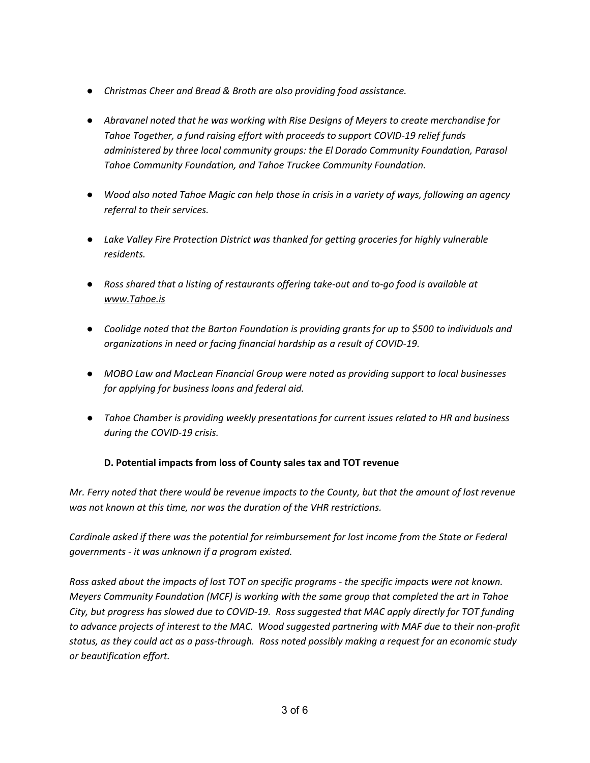- *Christmas Cheer and Bread & Broth are also providing food assistance.*

- *Abravanel noted that he was working with Rise Designs of Meyers to create merchandise for Tahoe Together, a fund raising effort with proceeds to support COVID-19 relief funds administered by three local community groups: the El Dorado Community Foundation, Parasol Tahoe Community Foundation, and Tahoe Truckee Community Foundation.*

- *Wood also noted Tahoe Magic can help those in crisis in a variety of ways, following an agency referral to their services.*

- *Lake Valley Fire Protection District was thanked for getting groceries for highly vulnerable residents.*

- *Ross shared that a listing of restaurants offering take-out and to-go food is available at www.Tahoe.is*

- *Coolidge noted that the Barton Foundation is providing grants for up to $500 to individuals and organizations in need or facing financial hardship as a result of COVID-19.*

- *MOBO Law and MacLean Financial Group were noted as providing support to local businesses for applying for business loans and federal aid.*

- *Tahoe Chamber is providing weekly presentations for current issues related to HR and business during the COVID-19 crisis.*

### D. Potential impacts from loss of County sales tax and TOT revenue

*Mr. Ferry noted that there would be revenue impacts to the County, but that the amount of lost revenue was not known at this time, nor was the duration of the VHR restrictions.*

*Cardinale asked if there was the potential for reimbursement for lost income from the State or Federal governments - it was unknown if a program existed.*

*Ross asked about the impacts of lost TOT on specific programs - the specific impacts were not known. Meyers Community Foundation (MCF) is working with the same group that completed the art in Tahoe City, but progress has slowed due to COVID-19. Ross suggested that MAC apply directly for TOT funding to advance projects of interest to the MAC. Wood suggested partnering with MAF due to their non-profit status, as they could act as a pass-through. Ross noted possibly making a request for an economic study or beautification effort.*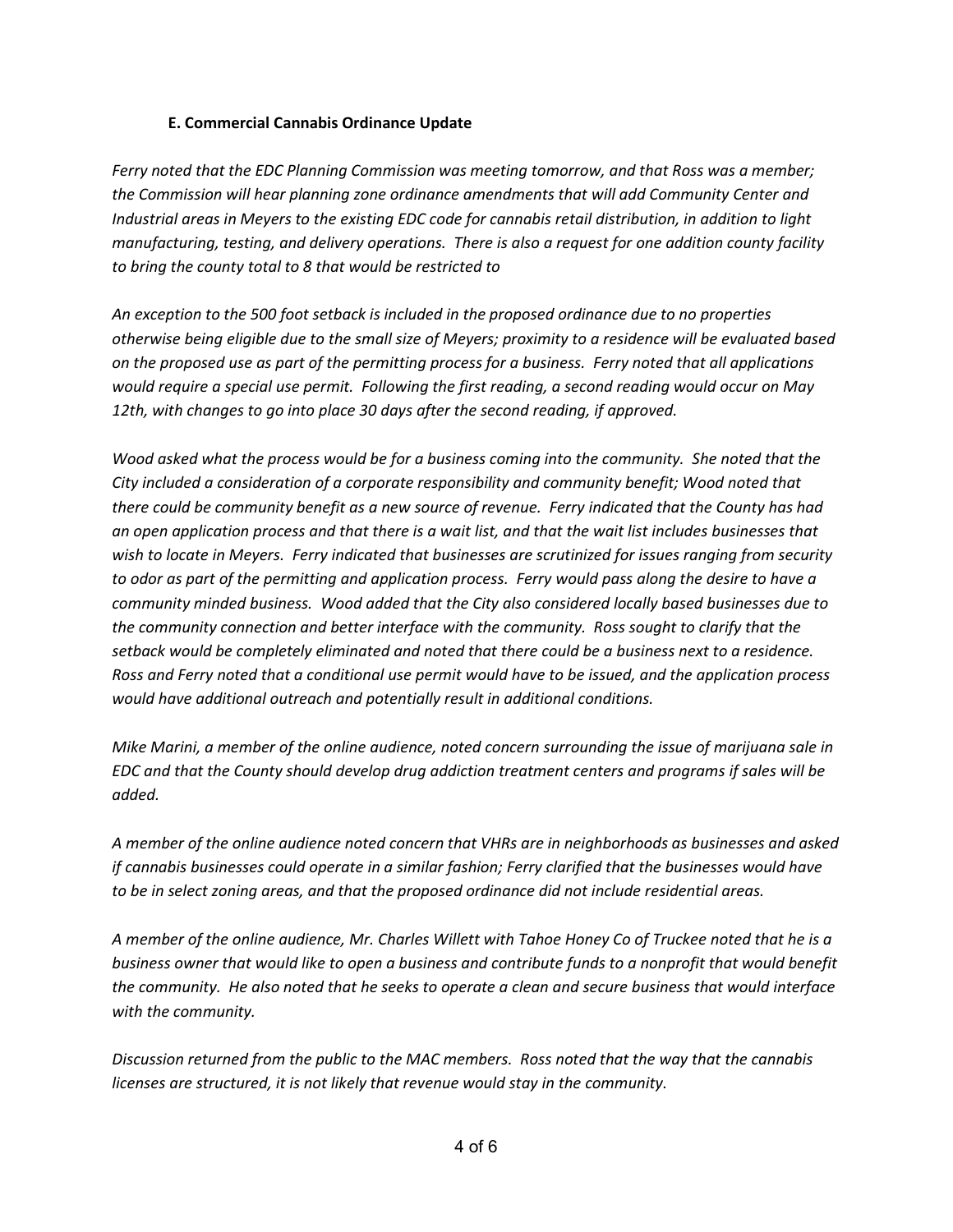### E. Commercial Cannabis Ordinance Update

*Ferry noted that the EDC Planning Commission was meeting tomorrow, and that Ross was a member; the Commission will hear planning zone ordinance amendments that will add Community Center and Industrial areas in Meyers to the existing EDC code for cannabis retail distribution, in addition to light manufacturing, testing, and delivery operations. There is also a request for one addition county facility to bring the county total to 8 that would be restricted to*

*An exception to the 500 foot setback is included in the proposed ordinance due to no properties otherwise being eligible due to the small size of Meyers; proximity to a residence will be evaluated based on the proposed use as part of the permitting process for a business. Ferry noted that all applications would require a special use permit. Following the first reading, a second reading would occur on May 12th, with changes to go into place 30 days after the second reading, if approved.*

*Wood asked what the process would be for a business coming into the community. She noted that the City included a consideration of a corporate responsibility and community benefit; Wood noted that there could be community benefit as a new source of revenue. Ferry indicated that the County has had an open application process and that there is a wait list, and that the wait list includes businesses that wish to locate in Meyers. Ferry indicated that businesses are scrutinized for issues ranging from security to odor as part of the permitting and application process. Ferry would pass along the desire to have a community minded business. Wood added that the City also considered locally based businesses due to the community connection and better interface with the community. Ross sought to clarify that the setback would be completely eliminated and noted that there could be a business next to a residence. Ross and Ferry noted that a conditional use permit would have to be issued, and the application process would have additional outreach and potentially result in additional conditions.*

*Mike Marini, a member of the online audience, noted concern surrounding the issue of marijuana sale in EDC and that the County should develop drug addiction treatment centers and programs if sales will be added.*

*A member of the online audience noted concern that VHRs are in neighborhoods as businesses and asked if cannabis businesses could operate in a similar fashion; Ferry clarified that the businesses would have to be in select zoning areas, and that the proposed ordinance did not include residential areas.*

*A member of the online audience, Mr. Charles Willett with Tahoe Honey Co of Truckee noted that he is a business owner that would like to open a business and contribute funds to a nonprofit that would benefit the community. He also noted that he seeks to operate a clean and secure business that would interface with the community.*

*Discussion returned from the public to the MAC members. Ross noted that the way that the cannabis licenses are structured, it is not likely that revenue would stay in the community.*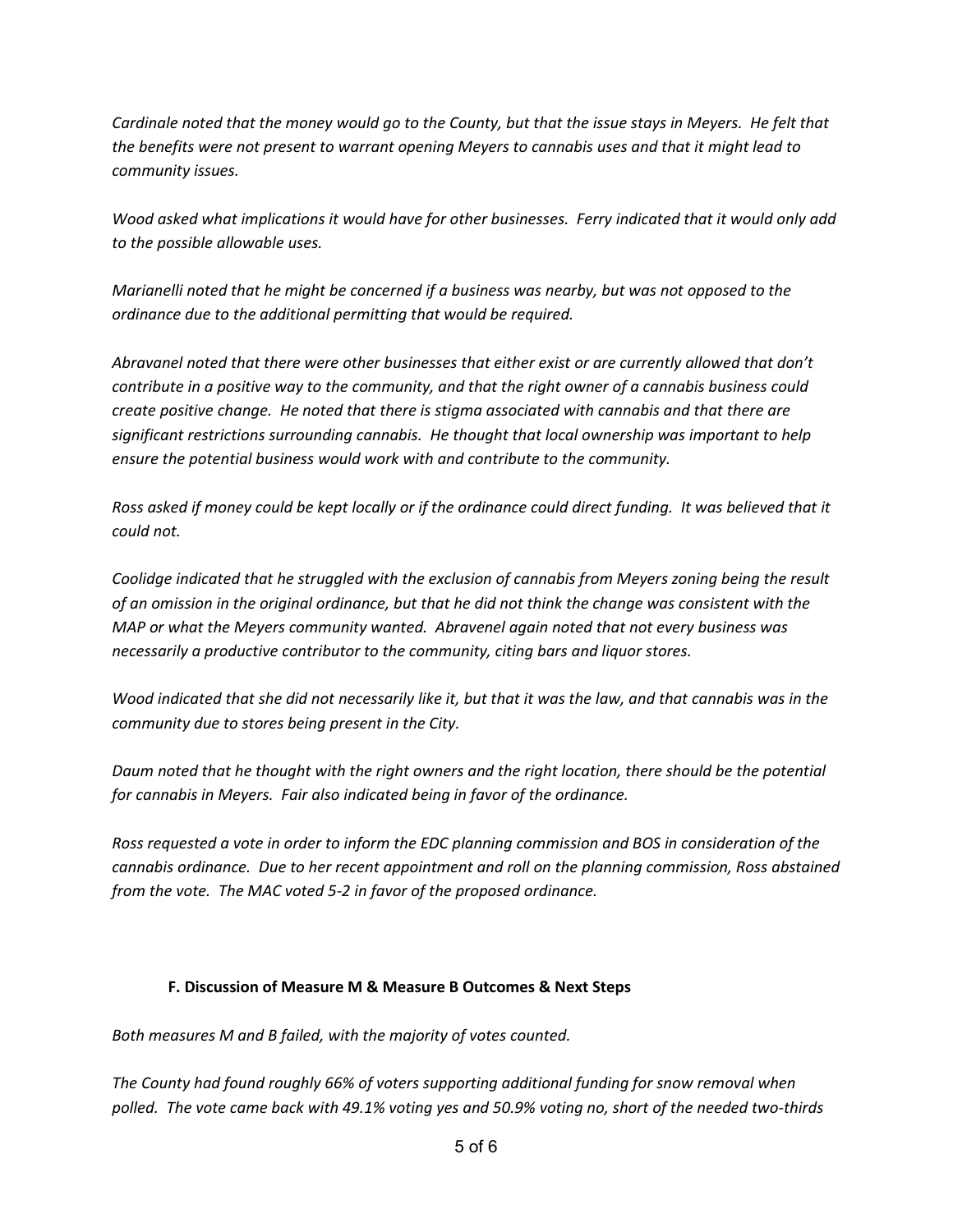*Cardinale noted that the money would go to the County, but that the issue stays in Meyers. He felt that the benefits were not present to warrant opening Meyers to cannabis uses and that it might lead to community issues.*

*Wood asked what implications it would have for other businesses. Ferry indicated that it would only add to the possible allowable uses.*

*Marianelli noted that he might be concerned if a business was nearby, but was not opposed to the ordinance due to the additional permitting that would be required.*

*Abravanel noted that there were other businesses that either exist or are currently allowed that don't contribute in a positive way to the community, and that the right owner of a cannabis business could create positive change. He noted that there is stigma associated with cannabis and that there are significant restrictions surrounding cannabis. He thought that local ownership was important to help ensure the potential business would work with and contribute to the community.*

*Ross asked if money could be kept locally or if the ordinance could direct funding. It was believed that it could not.*

*Coolidge indicated that he struggled with the exclusion of cannabis from Meyers zoning being the result of an omission in the original ordinance, but that he did not think the change was consistent with the MAP or what the Meyers community wanted. Abravenel again noted that not every business was necessarily a productive contributor to the community, citing bars and liquor stores.*

*Wood indicated that she did not necessarily like it, but that it was the law, and that cannabis was in the community due to stores being present in the City.*

*Daum noted that he thought with the right owners and the right location, there should be the potential for cannabis in Meyers. Fair also indicated being in favor of the ordinance.*

*Ross requested a vote in order to inform the EDC planning commission and BOS in consideration of the cannabis ordinance. Due to her recent appointment and roll on the planning commission, Ross abstained from the vote. The MAC voted 5-2 in favor of the proposed ordinance.*

### F. Discussion of Measure M & Measure B Outcomes & Next Steps

*Both measures M and B failed, with the majority of votes counted.*

*The County had found roughly 66% of voters supporting additional funding for snow removal when polled. The vote came back with 49.1% voting yes and 50.9% voting no, short of the needed two-thirds*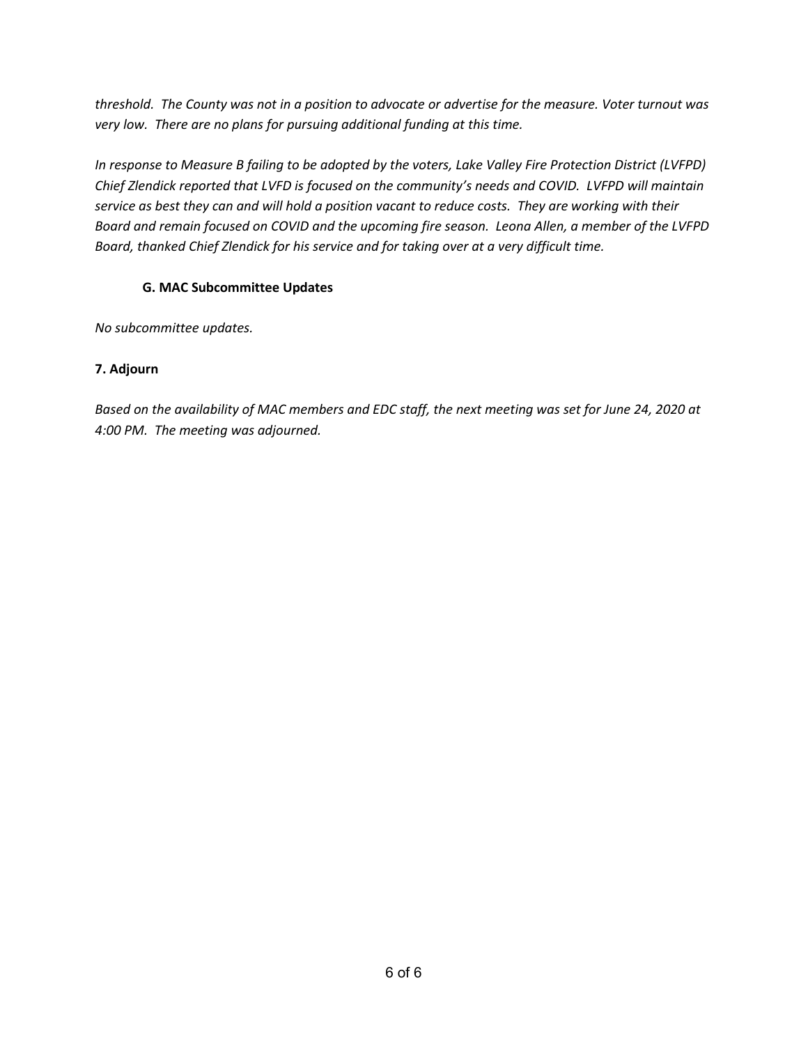*threshold. The County was not in a position to advocate or advertise for the measure. Voter turnout was very low. There are no plans for pursuing additional funding at this time.*

*In response to Measure B failing to be adopted by the voters, Lake Valley Fire Protection District (LVFPD) Chief Zlendick reported that LVFD is focused on the community's needs and COVID. LVFPD will maintain service as best they can and will hold a position vacant to reduce costs. They are working with their Board and remain focused on COVID and the upcoming fire season. Leona Allen, a member of the LVFPD Board, thanked Chief Zlendick for his service and for taking over at a very difficult time.*

**G. MAC Subcommittee Updates**

*No subcommittee updates.*

**7. Adjourn**

*Based on the availability of MAC members and EDC staff, the next meeting was set for June 24, 2020 at 4:00 PM. The meeting was adjourned.*